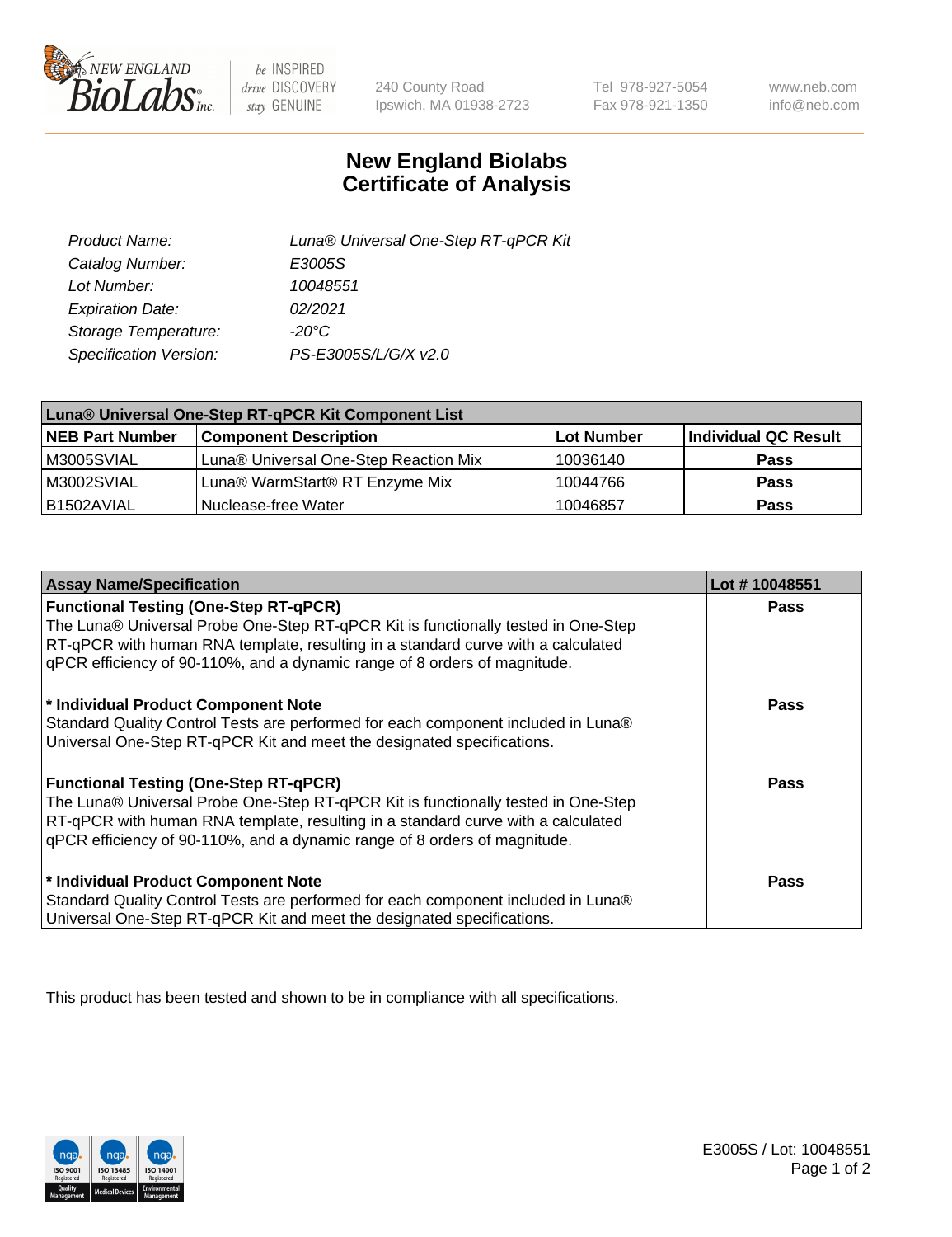New England BioLabs Inc. — be INSPIRED drive DISCOVERY stay GENUINE

240 County Road
Ipswich, MA 01938-2723

Tel 978-927-5054
Fax 978-921-1350

www.neb.com
info@neb.com

# New England Biolabs Certificate of Analysis

| | |
|---|---|
| *Product Name:* | *Luna® Universal One-Step RT-qPCR Kit* |
| *Catalog Number:* | *E3005S* |
| *Lot Number:* | *10048551* |
| *Expiration Date:* | *02/2021* |
| *Storage Temperature:* | *-20°C* |
| *Specification Version:* | *PS-E3005S/L/G/X v2.0* |

| **Luna® Universal One-Step RT-qPCR Kit Component List** | | | |
|---|---|---|---|
| **NEB Part Number** | **Component Description** | **Lot Number** | **Individual QC Result** |
| M3005SVIAL | Luna® Universal One-Step Reaction Mix | 10036140 | **Pass** |
| M3002SVIAL | Luna® WarmStart® RT Enzyme Mix | 10044766 | **Pass** |
| B1502AVIAL | Nuclease-free Water | 10046857 | **Pass** |

| **Assay Name/Specification** | **Lot # 10048551** |
|---|---|
| **Functional Testing (One-Step RT-qPCR)** The Luna® Universal Probe One-Step RT-qPCR Kit is functionally tested in One-Step RT-qPCR with human RNA template, resulting in a standard curve with a calculated qPCR efficiency of 90-110%, and a dynamic range of 8 orders of magnitude. | **Pass** |
| **\* Individual Product Component Note** Standard Quality Control Tests are performed for each component included in Luna® Universal One-Step RT-qPCR Kit and meet the designated specifications. | **Pass** |
| **Functional Testing (One-Step RT-qPCR)** The Luna® Universal Probe One-Step RT-qPCR Kit is functionally tested in One-Step RT-qPCR with human RNA template, resulting in a standard curve with a calculated qPCR efficiency of 90-110%, and a dynamic range of 8 orders of magnitude. | **Pass** |
| **\* Individual Product Component Note** Standard Quality Control Tests are performed for each component included in Luna® Universal One-Step RT-qPCR Kit and meet the designated specifications. | **Pass** |

This product has been tested and shown to be in compliance with all specifications.

E3005S / Lot: 10048551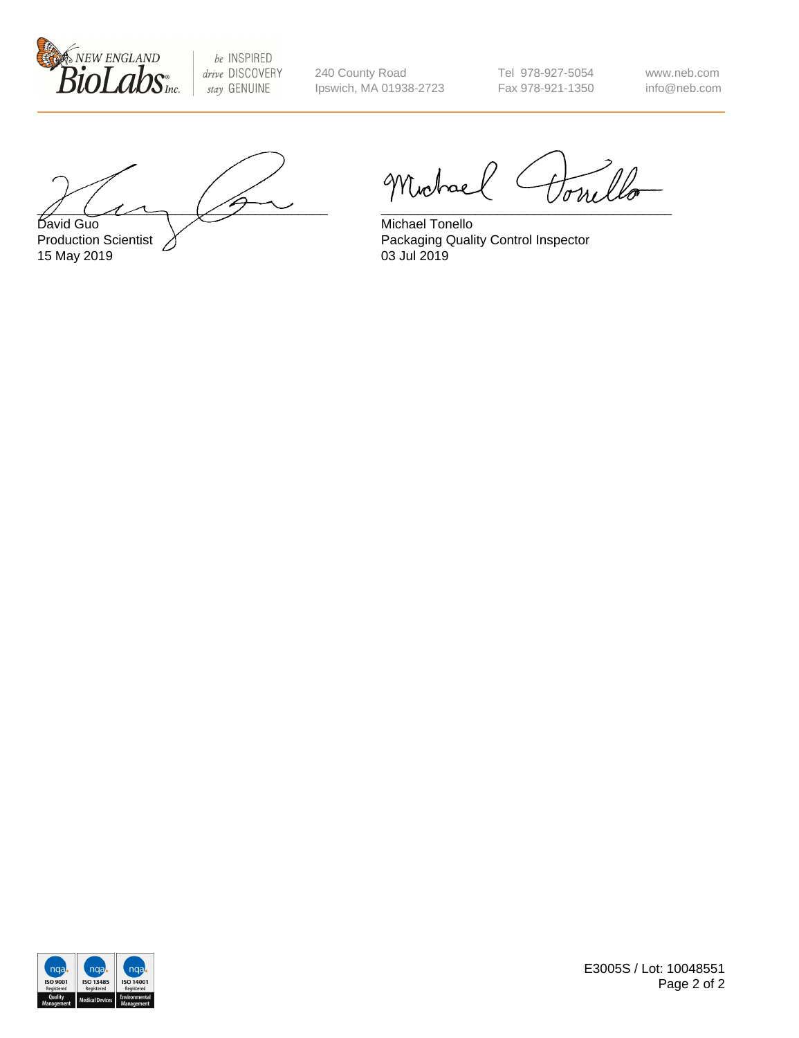David Guo
Production Scientist
15 May 2019

Michael Tonello
Packaging Quality Control Inspector
03 Jul 2019

E3005S / Lot: 10048551